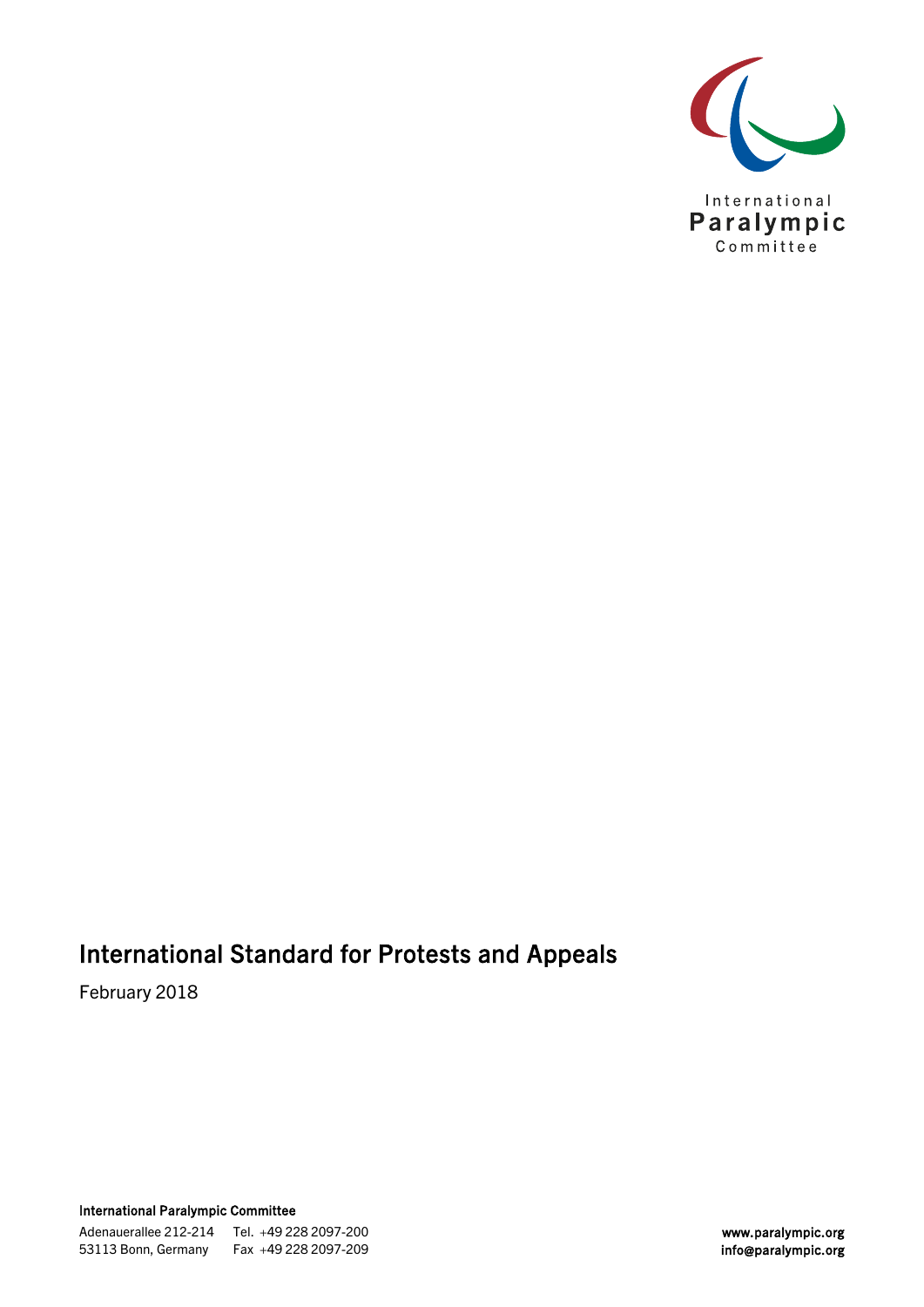International Paralympic Committee

# International Standard for Protests and Appeals

February 2018

**International Paralympic Committee**

Adenauerallee 212-214
53113 Bonn, Germany

Tel. +49 228 2097-200
Fax +49 228 2097-209

**www.paralympic.org**
**info@paralympic.org**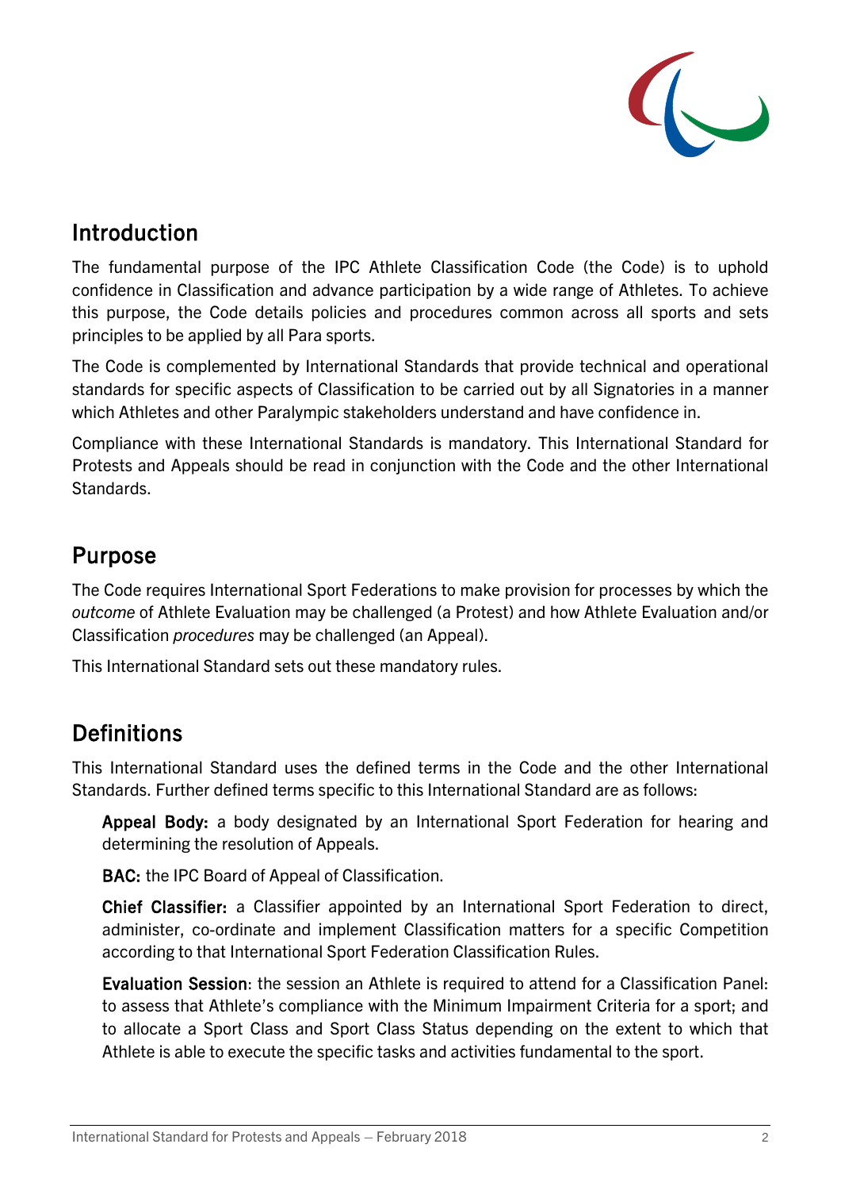## Introduction

The fundamental purpose of the IPC Athlete Classification Code (the Code) is to uphold confidence in Classification and advance participation by a wide range of Athletes. To achieve this purpose, the Code details policies and procedures common across all sports and sets principles to be applied by all Para sports.

The Code is complemented by International Standards that provide technical and operational standards for specific aspects of Classification to be carried out by all Signatories in a manner which Athletes and other Paralympic stakeholders understand and have confidence in.

Compliance with these International Standards is mandatory. This International Standard for Protests and Appeals should be read in conjunction with the Code and the other International Standards.

## Purpose

The Code requires International Sport Federations to make provision for processes by which the *outcome* of Athlete Evaluation may be challenged (a Protest) and how Athlete Evaluation and/or Classification *procedures* may be challenged (an Appeal).

This International Standard sets out these mandatory rules.

## Definitions

This International Standard uses the defined terms in the Code and the other International Standards. Further defined terms specific to this International Standard are as follows:

**Appeal Body:** a body designated by an International Sport Federation for hearing and determining the resolution of Appeals.

**BAC:** the IPC Board of Appeal of Classification.

**Chief Classifier:** a Classifier appointed by an International Sport Federation to direct, administer, co-ordinate and implement Classification matters for a specific Competition according to that International Sport Federation Classification Rules.

**Evaluation Session**: the session an Athlete is required to attend for a Classification Panel: to assess that Athlete's compliance with the Minimum Impairment Criteria for a sport; and to allocate a Sport Class and Sport Class Status depending on the extent to which that Athlete is able to execute the specific tasks and activities fundamental to the sport.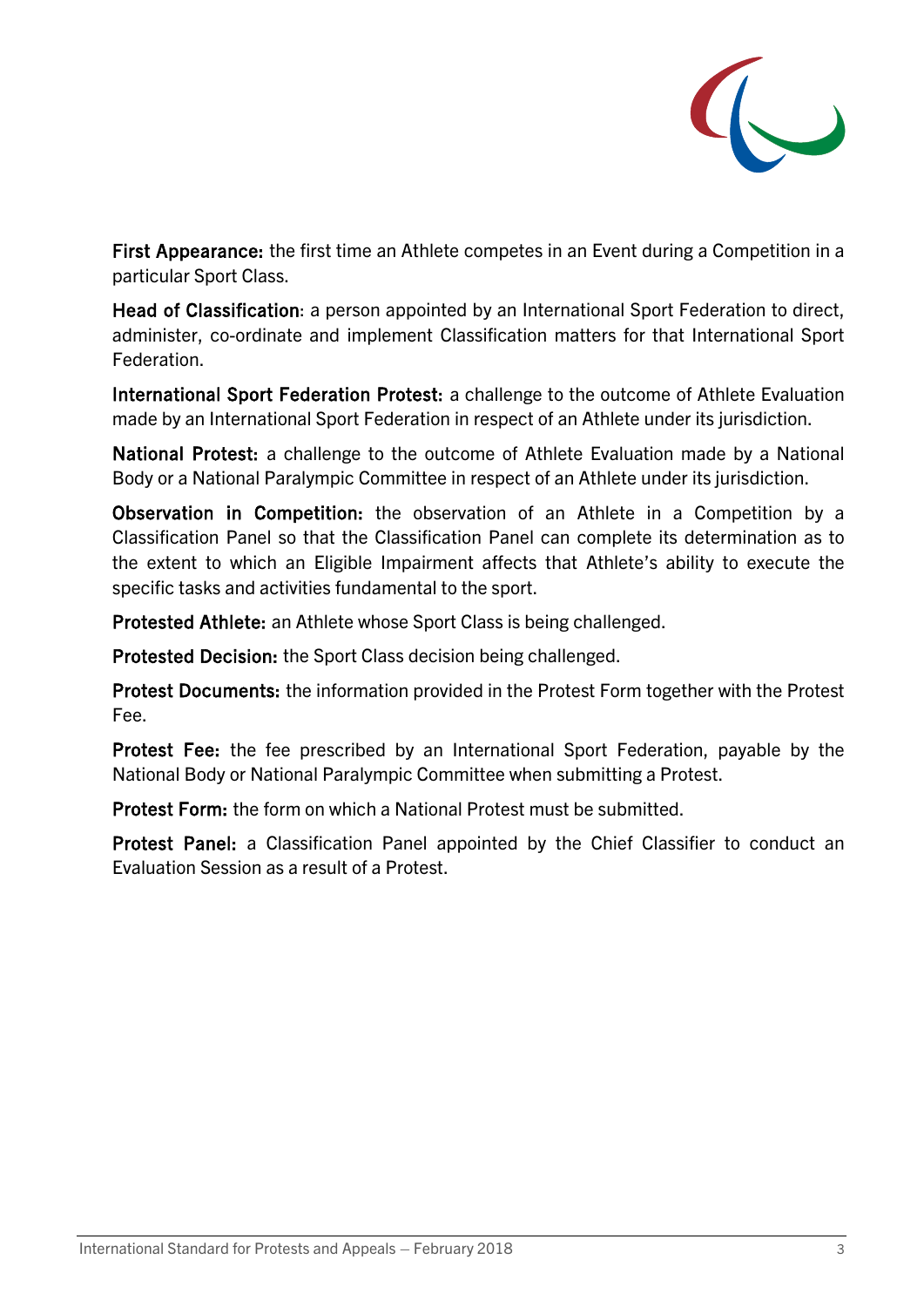**First Appearance:** the first time an Athlete competes in an Event during a Competition in a particular Sport Class.

**Head of Classification**: a person appointed by an International Sport Federation to direct, administer, co-ordinate and implement Classification matters for that International Sport Federation.

**International Sport Federation Protest:** a challenge to the outcome of Athlete Evaluation made by an International Sport Federation in respect of an Athlete under its jurisdiction.

**National Protest:** a challenge to the outcome of Athlete Evaluation made by a National Body or a National Paralympic Committee in respect of an Athlete under its jurisdiction.

**Observation in Competition:** the observation of an Athlete in a Competition by a Classification Panel so that the Classification Panel can complete its determination as to the extent to which an Eligible Impairment affects that Athlete's ability to execute the specific tasks and activities fundamental to the sport.

**Protested Athlete:** an Athlete whose Sport Class is being challenged.

**Protested Decision:** the Sport Class decision being challenged.

**Protest Documents:** the information provided in the Protest Form together with the Protest Fee.

**Protest Fee:** the fee prescribed by an International Sport Federation, payable by the National Body or National Paralympic Committee when submitting a Protest.

**Protest Form:** the form on which a National Protest must be submitted.

**Protest Panel:** a Classification Panel appointed by the Chief Classifier to conduct an Evaluation Session as a result of a Protest.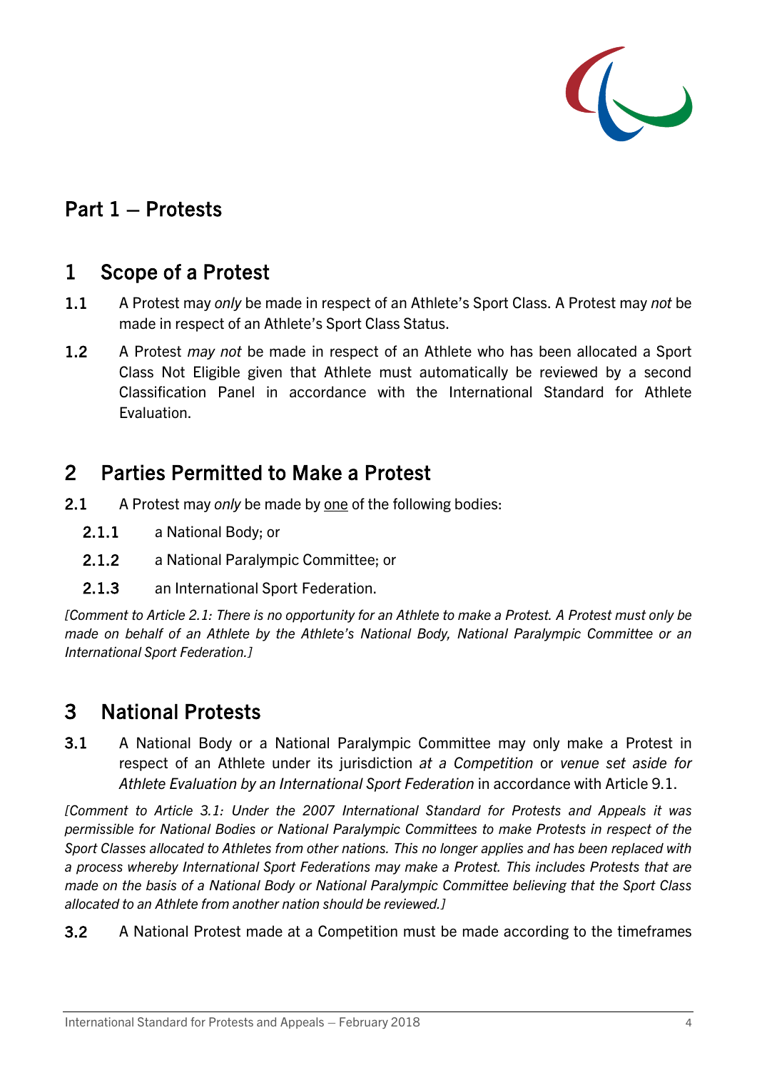# Part 1 – Protests

## 1 Scope of a Protest

**1.1** A Protest may *only* be made in respect of an Athlete's Sport Class. A Protest may *not* be made in respect of an Athlete's Sport Class Status.

**1.2** A Protest *may not* be made in respect of an Athlete who has been allocated a Sport Class Not Eligible given that Athlete must automatically be reviewed by a second Classification Panel in accordance with the International Standard for Athlete Evaluation.

## 2 Parties Permitted to Make a Protest

**2.1** A Protest may *only* be made by <u>one</u> of the following bodies:

- **2.1.1** a National Body; or
- **2.1.2** a National Paralympic Committee; or
- **2.1.3** an International Sport Federation.

*[Comment to Article 2.1: There is no opportunity for an Athlete to make a Protest. A Protest must only be made on behalf of an Athlete by the Athlete's National Body, National Paralympic Committee or an International Sport Federation.]*

## 3 National Protests

**3.1** A National Body or a National Paralympic Committee may only make a Protest in respect of an Athlete under its jurisdiction *at a Competition* or *venue set aside for Athlete Evaluation by an International Sport Federation* in accordance with Article 9.1.

*[Comment to Article 3.1: Under the 2007 International Standard for Protests and Appeals it was permissible for National Bodies or National Paralympic Committees to make Protests in respect of the Sport Classes allocated to Athletes from other nations. This no longer applies and has been replaced with a process whereby International Sport Federations may make a Protest. This includes Protests that are made on the basis of a National Body or National Paralympic Committee believing that the Sport Class allocated to an Athlete from another nation should be reviewed.]*

**3.2** A National Protest made at a Competition must be made according to the timeframes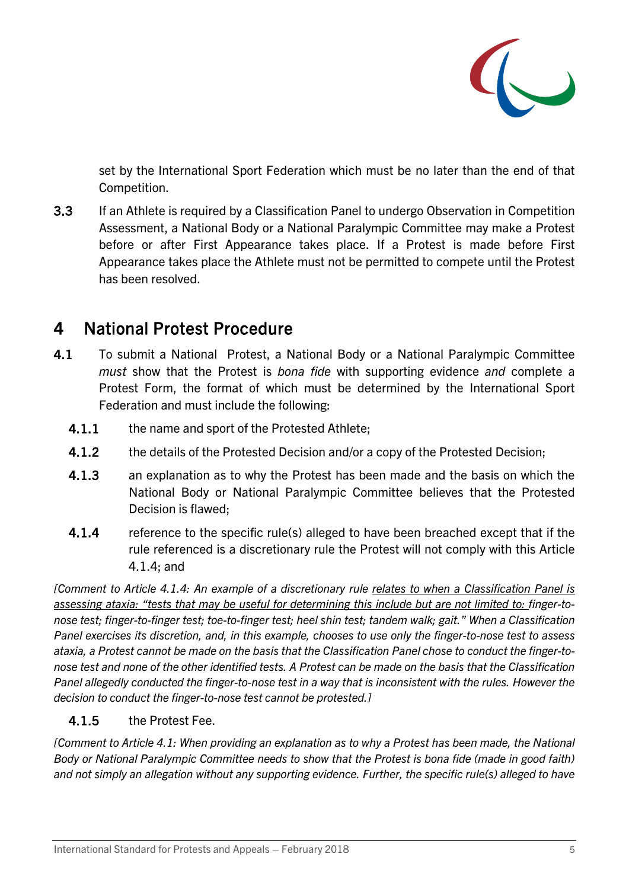set by the International Sport Federation which must be no later than the end of that Competition.

**3.3** If an Athlete is required by a Classification Panel to undergo Observation in Competition Assessment, a National Body or a National Paralympic Committee may make a Protest before or after First Appearance takes place. If a Protest is made before First Appearance takes place the Athlete must not be permitted to compete until the Protest has been resolved.

## 4 National Protest Procedure

**4.1** To submit a National Protest, a National Body or a National Paralympic Committee *must* show that the Protest is *bona fide* with supporting evidence *and* complete a Protest Form, the format of which must be determined by the International Sport Federation and must include the following:

**4.1.1** the name and sport of the Protested Athlete;

**4.1.2** the details of the Protested Decision and/or a copy of the Protested Decision;

**4.1.3** an explanation as to why the Protest has been made and the basis on which the National Body or National Paralympic Committee believes that the Protested Decision is flawed;

**4.1.4** reference to the specific rule(s) alleged to have been breached except that if the rule referenced is a discretionary rule the Protest will not comply with this Article 4.1.4; and

*[Comment to Article 4.1.4: An example of a discretionary rule <u>relates to when a Classification Panel is assessing ataxia: "tests that may be useful for determining this include but are not limited to:</u> finger-to-nose test; finger-to-finger test; toe-to-finger test; heel shin test; tandem walk; gait." When a Classification Panel exercises its discretion, and, in this example, chooses to use only the finger-to-nose test to assess ataxia, a Protest cannot be made on the basis that the Classification Panel chose to conduct the finger-to-nose test and none of the other identified tests. A Protest can be made on the basis that the Classification Panel allegedly conducted the finger-to-nose test in a way that is inconsistent with the rules. However the decision to conduct the finger-to-nose test cannot be protested.]*

**4.1.5** the Protest Fee.

*[Comment to Article 4.1: When providing an explanation as to why a Protest has been made, the National Body or National Paralympic Committee needs to show that the Protest is bona fide (made in good faith) and not simply an allegation without any supporting evidence. Further, the specific rule(s) alleged to have*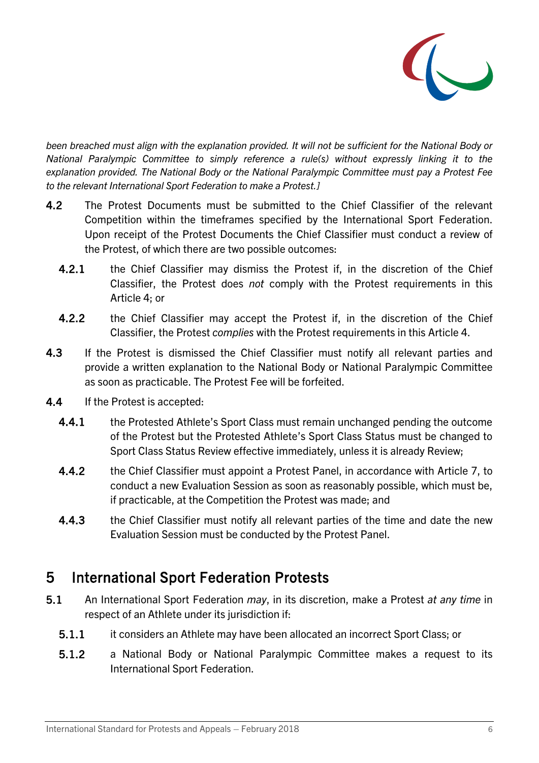*been breached must align with the explanation provided. It will not be sufficient for the National Body or National Paralympic Committee to simply reference a rule(s) without expressly linking it to the explanation provided. The National Body or the National Paralympic Committee must pay a Protest Fee to the relevant International Sport Federation to make a Protest.]*

**4.2** The Protest Documents must be submitted to the Chief Classifier of the relevant Competition within the timeframes specified by the International Sport Federation. Upon receipt of the Protest Documents the Chief Classifier must conduct a review of the Protest, of which there are two possible outcomes:

**4.2.1** the Chief Classifier may dismiss the Protest if, in the discretion of the Chief Classifier, the Protest does *not* comply with the Protest requirements in this Article 4; or

**4.2.2** the Chief Classifier may accept the Protest if, in the discretion of the Chief Classifier, the Protest *complies* with the Protest requirements in this Article 4.

**4.3** If the Protest is dismissed the Chief Classifier must notify all relevant parties and provide a written explanation to the National Body or National Paralympic Committee as soon as practicable. The Protest Fee will be forfeited.

**4.4** If the Protest is accepted:

**4.4.1** the Protested Athlete's Sport Class must remain unchanged pending the outcome of the Protest but the Protested Athlete's Sport Class Status must be changed to Sport Class Status Review effective immediately, unless it is already Review;

**4.4.2** the Chief Classifier must appoint a Protest Panel, in accordance with Article 7, to conduct a new Evaluation Session as soon as reasonably possible, which must be, if practicable, at the Competition the Protest was made; and

**4.4.3** the Chief Classifier must notify all relevant parties of the time and date the new Evaluation Session must be conducted by the Protest Panel.

# 5 International Sport Federation Protests

**5.1** An International Sport Federation *may*, in its discretion, make a Protest *at any time* in respect of an Athlete under its jurisdiction if:

**5.1.1** it considers an Athlete may have been allocated an incorrect Sport Class; or

**5.1.2** a National Body or National Paralympic Committee makes a request to its International Sport Federation.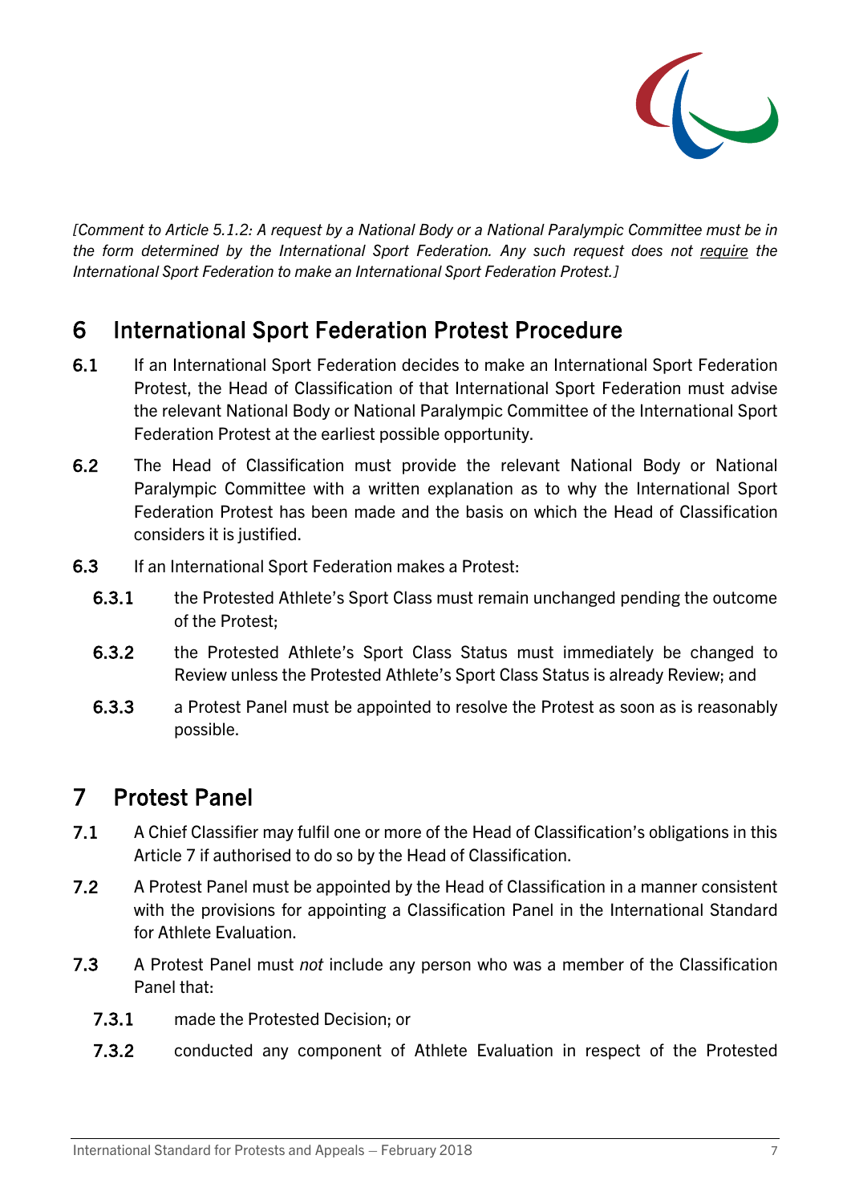*[Comment to Article 5.1.2: A request by a National Body or a National Paralympic Committee must be in the form determined by the International Sport Federation. Any such request does not require the International Sport Federation to make an International Sport Federation Protest.]*

## 6 International Sport Federation Protest Procedure

**6.1** If an International Sport Federation decides to make an International Sport Federation Protest, the Head of Classification of that International Sport Federation must advise the relevant National Body or National Paralympic Committee of the International Sport Federation Protest at the earliest possible opportunity.

**6.2** The Head of Classification must provide the relevant National Body or National Paralympic Committee with a written explanation as to why the International Sport Federation Protest has been made and the basis on which the Head of Classification considers it is justified.

**6.3** If an International Sport Federation makes a Protest:

- **6.3.1** the Protested Athlete's Sport Class must remain unchanged pending the outcome of the Protest;
- **6.3.2** the Protested Athlete's Sport Class Status must immediately be changed to Review unless the Protested Athlete's Sport Class Status is already Review; and
- **6.3.3** a Protest Panel must be appointed to resolve the Protest as soon as is reasonably possible.

## 7 Protest Panel

**7.1** A Chief Classifier may fulfil one or more of the Head of Classification's obligations in this Article 7 if authorised to do so by the Head of Classification.

**7.2** A Protest Panel must be appointed by the Head of Classification in a manner consistent with the provisions for appointing a Classification Panel in the International Standard for Athlete Evaluation.

**7.3** A Protest Panel must *not* include any person who was a member of the Classification Panel that:

- **7.3.1** made the Protested Decision; or
- **7.3.2** conducted any component of Athlete Evaluation in respect of the Protested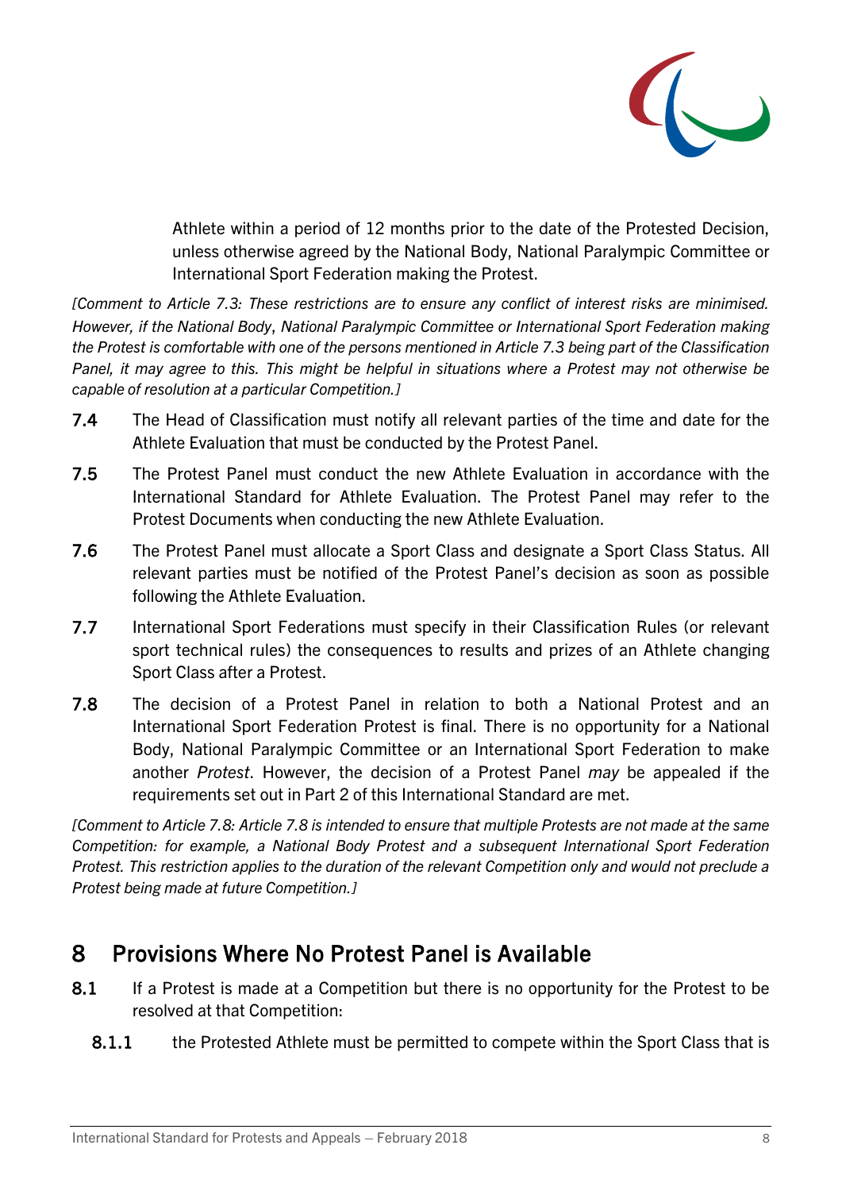Athlete within a period of 12 months prior to the date of the Protested Decision, unless otherwise agreed by the National Body, National Paralympic Committee or International Sport Federation making the Protest.

*[Comment to Article 7.3: These restrictions are to ensure any conflict of interest risks are minimised. However, if the National Body, National Paralympic Committee or International Sport Federation making the Protest is comfortable with one of the persons mentioned in Article 7.3 being part of the Classification Panel, it may agree to this. This might be helpful in situations where a Protest may not otherwise be capable of resolution at a particular Competition.]*

**7.4** The Head of Classification must notify all relevant parties of the time and date for the Athlete Evaluation that must be conducted by the Protest Panel.

**7.5** The Protest Panel must conduct the new Athlete Evaluation in accordance with the International Standard for Athlete Evaluation. The Protest Panel may refer to the Protest Documents when conducting the new Athlete Evaluation.

**7.6** The Protest Panel must allocate a Sport Class and designate a Sport Class Status. All relevant parties must be notified of the Protest Panel's decision as soon as possible following the Athlete Evaluation.

**7.7** International Sport Federations must specify in their Classification Rules (or relevant sport technical rules) the consequences to results and prizes of an Athlete changing Sport Class after a Protest.

**7.8** The decision of a Protest Panel in relation to both a National Protest and an International Sport Federation Protest is final. There is no opportunity for a National Body, National Paralympic Committee or an International Sport Federation to make another *Protest*. However, the decision of a Protest Panel *may* be appealed if the requirements set out in Part 2 of this International Standard are met.

*[Comment to Article 7.8: Article 7.8 is intended to ensure that multiple Protests are not made at the same Competition: for example, a National Body Protest and a subsequent International Sport Federation Protest. This restriction applies to the duration of the relevant Competition only and would not preclude a Protest being made at future Competition.]*

## 8 Provisions Where No Protest Panel is Available

**8.1** If a Protest is made at a Competition but there is no opportunity for the Protest to be resolved at that Competition:

**8.1.1** the Protested Athlete must be permitted to compete within the Sport Class that is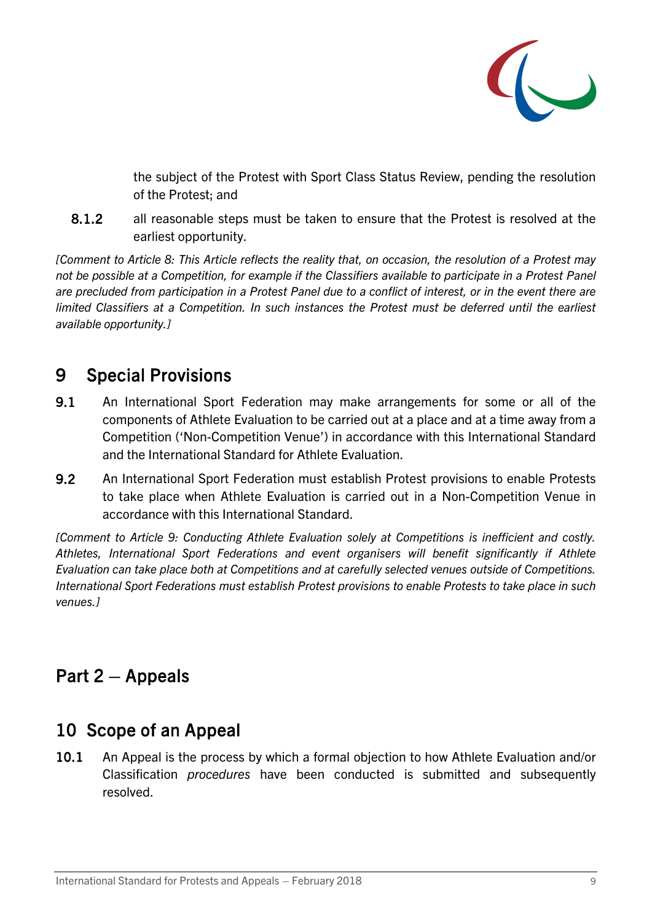the subject of the Protest with Sport Class Status Review, pending the resolution of the Protest; and

**8.1.2** all reasonable steps must be taken to ensure that the Protest is resolved at the earliest opportunity.

*[Comment to Article 8: This Article reflects the reality that, on occasion, the resolution of a Protest may not be possible at a Competition, for example if the Classifiers available to participate in a Protest Panel are precluded from participation in a Protest Panel due to a conflict of interest, or in the event there are limited Classifiers at a Competition. In such instances the Protest must be deferred until the earliest available opportunity.]*

## 9 Special Provisions

**9.1** An International Sport Federation may make arrangements for some or all of the components of Athlete Evaluation to be carried out at a place and at a time away from a Competition ('Non-Competition Venue') in accordance with this International Standard and the International Standard for Athlete Evaluation.

**9.2** An International Sport Federation must establish Protest provisions to enable Protests to take place when Athlete Evaluation is carried out in a Non-Competition Venue in accordance with this International Standard.

*[Comment to Article 9: Conducting Athlete Evaluation solely at Competitions is inefficient and costly. Athletes, International Sport Federations and event organisers will benefit significantly if Athlete Evaluation can take place both at Competitions and at carefully selected venues outside of Competitions. International Sport Federations must establish Protest provisions to enable Protests to take place in such venues.]*

# Part 2 – Appeals

## 10 Scope of an Appeal

**10.1** An Appeal is the process by which a formal objection to how Athlete Evaluation and/or Classification *procedures* have been conducted is submitted and subsequently resolved.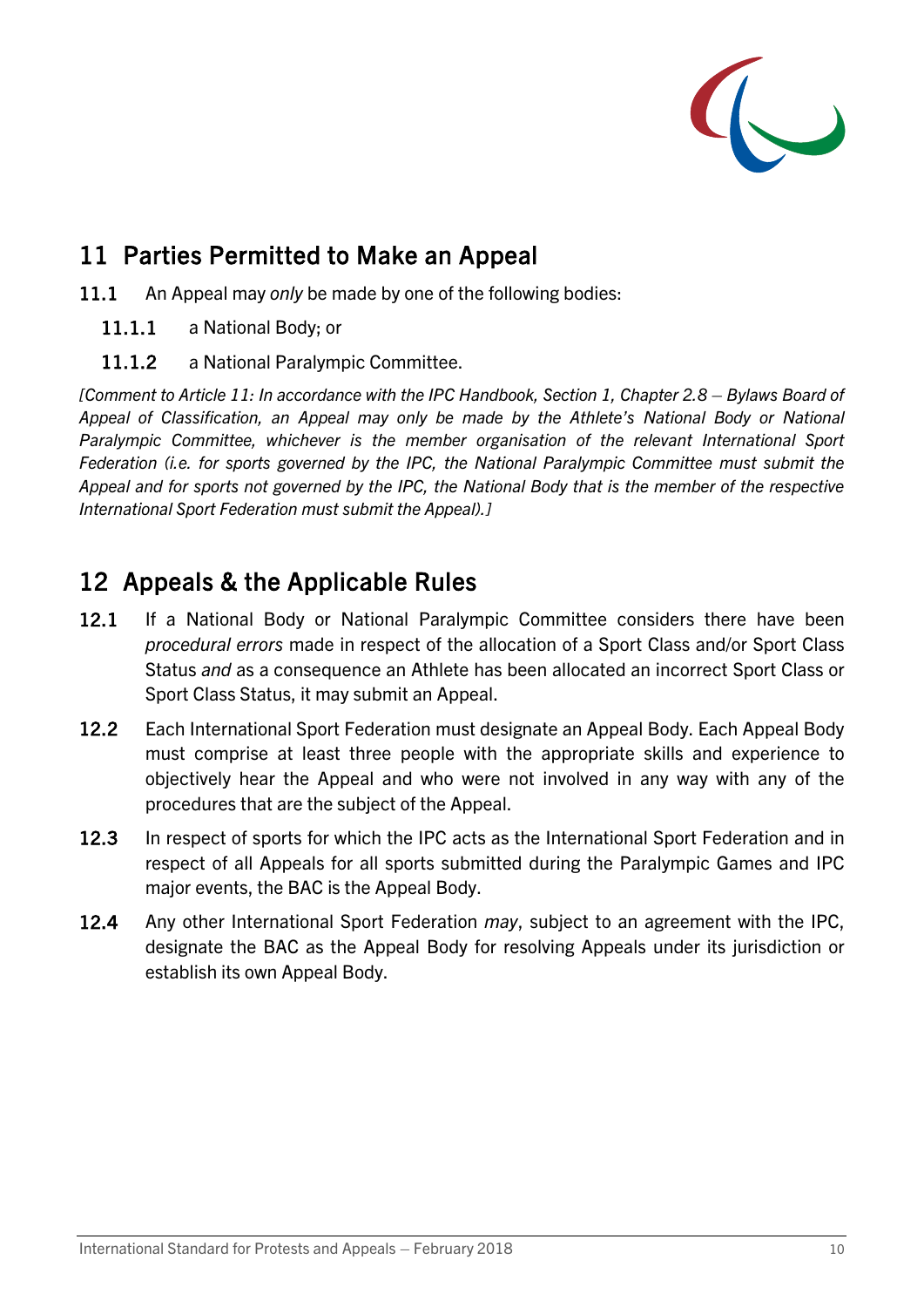## 11 Parties Permitted to Make an Appeal

**11.1** An Appeal may *only* be made by one of the following bodies:

**11.1.1** a National Body; or

**11.1.2** a National Paralympic Committee.

*[Comment to Article 11: In accordance with the IPC Handbook, Section 1, Chapter 2.8 – Bylaws Board of Appeal of Classification, an Appeal may only be made by the Athlete's National Body or National Paralympic Committee, whichever is the member organisation of the relevant International Sport Federation (i.e. for sports governed by the IPC, the National Paralympic Committee must submit the Appeal and for sports not governed by the IPC, the National Body that is the member of the respective International Sport Federation must submit the Appeal).]*

## 12 Appeals & the Applicable Rules

**12.1** If a National Body or National Paralympic Committee considers there have been *procedural errors* made in respect of the allocation of a Sport Class and/or Sport Class Status *and* as a consequence an Athlete has been allocated an incorrect Sport Class or Sport Class Status, it may submit an Appeal.

**12.2** Each International Sport Federation must designate an Appeal Body. Each Appeal Body must comprise at least three people with the appropriate skills and experience to objectively hear the Appeal and who were not involved in any way with any of the procedures that are the subject of the Appeal.

**12.3** In respect of sports for which the IPC acts as the International Sport Federation and in respect of all Appeals for all sports submitted during the Paralympic Games and IPC major events, the BAC is the Appeal Body.

**12.4** Any other International Sport Federation *may*, subject to an agreement with the IPC, designate the BAC as the Appeal Body for resolving Appeals under its jurisdiction or establish its own Appeal Body.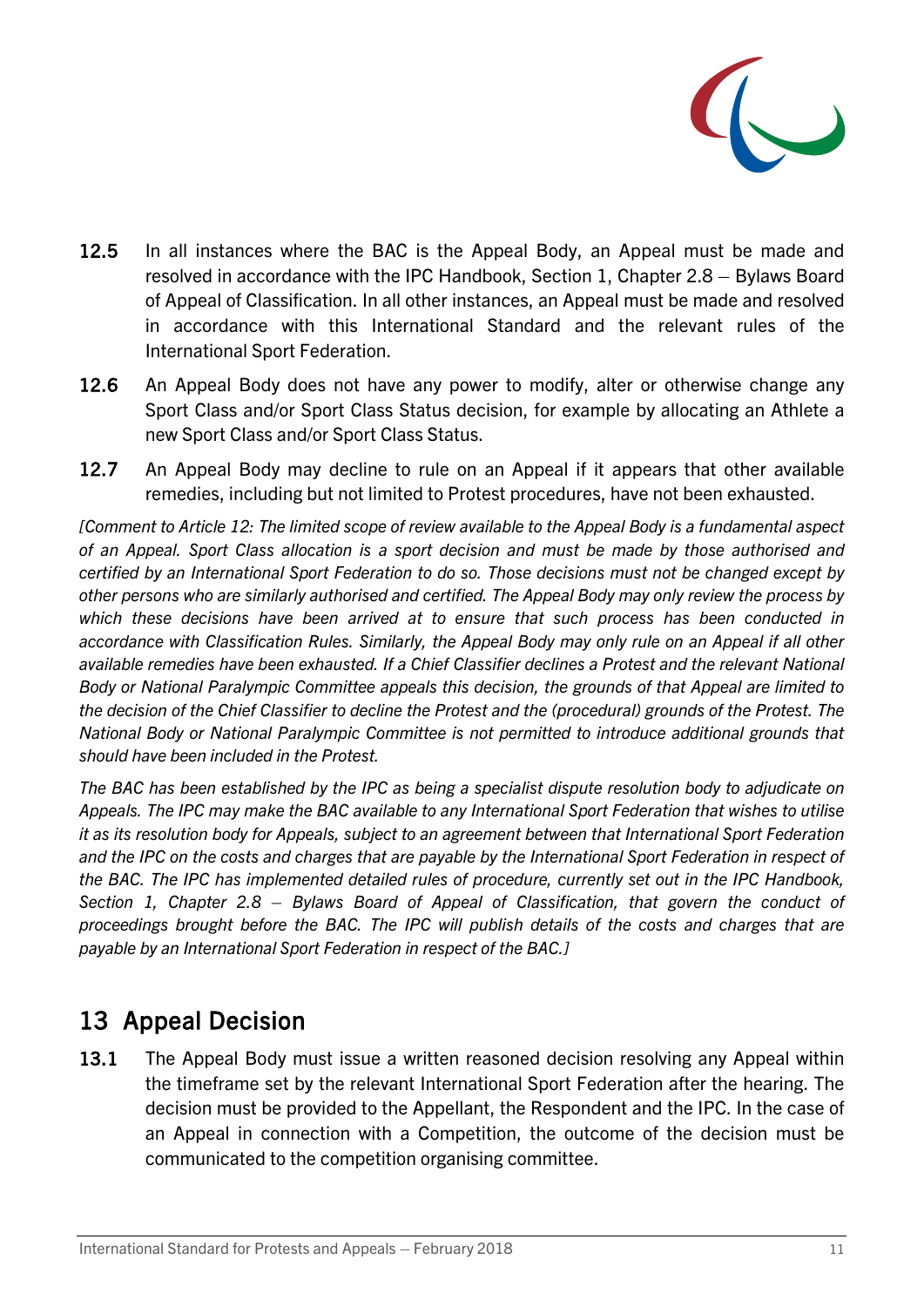**12.5** In all instances where the BAC is the Appeal Body, an Appeal must be made and resolved in accordance with the IPC Handbook, Section 1, Chapter 2.8 – Bylaws Board of Appeal of Classification. In all other instances, an Appeal must be made and resolved in accordance with this International Standard and the relevant rules of the International Sport Federation.

**12.6** An Appeal Body does not have any power to modify, alter or otherwise change any Sport Class and/or Sport Class Status decision, for example by allocating an Athlete a new Sport Class and/or Sport Class Status.

**12.7** An Appeal Body may decline to rule on an Appeal if it appears that other available remedies, including but not limited to Protest procedures, have not been exhausted.

*[Comment to Article 12: The limited scope of review available to the Appeal Body is a fundamental aspect of an Appeal. Sport Class allocation is a sport decision and must be made by those authorised and certified by an International Sport Federation to do so. Those decisions must not be changed except by other persons who are similarly authorised and certified. The Appeal Body may only review the process by which these decisions have been arrived at to ensure that such process has been conducted in accordance with Classification Rules. Similarly, the Appeal Body may only rule on an Appeal if all other available remedies have been exhausted. If a Chief Classifier declines a Protest and the relevant National Body or National Paralympic Committee appeals this decision, the grounds of that Appeal are limited to the decision of the Chief Classifier to decline the Protest and the (procedural) grounds of the Protest. The National Body or National Paralympic Committee is not permitted to introduce additional grounds that should have been included in the Protest.*

*The BAC has been established by the IPC as being a specialist dispute resolution body to adjudicate on Appeals. The IPC may make the BAC available to any International Sport Federation that wishes to utilise it as its resolution body for Appeals, subject to an agreement between that International Sport Federation and the IPC on the costs and charges that are payable by the International Sport Federation in respect of the BAC. The IPC has implemented detailed rules of procedure, currently set out in the IPC Handbook, Section 1, Chapter 2.8 – Bylaws Board of Appeal of Classification, that govern the conduct of proceedings brought before the BAC. The IPC will publish details of the costs and charges that are payable by an International Sport Federation in respect of the BAC.]*

## 13 Appeal Decision

**13.1** The Appeal Body must issue a written reasoned decision resolving any Appeal within the timeframe set by the relevant International Sport Federation after the hearing. The decision must be provided to the Appellant, the Respondent and the IPC. In the case of an Appeal in connection with a Competition, the outcome of the decision must be communicated to the competition organising committee.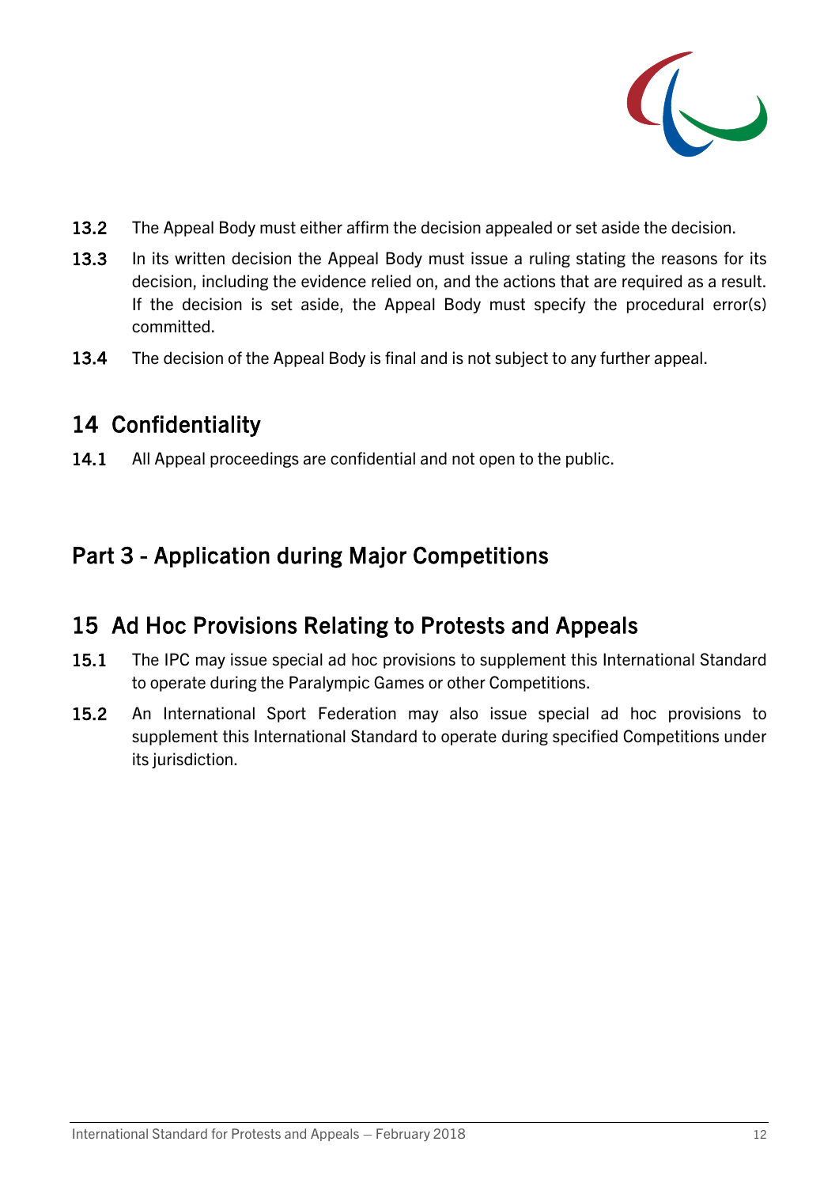**13.2** The Appeal Body must either affirm the decision appealed or set aside the decision.

**13.3** In its written decision the Appeal Body must issue a ruling stating the reasons for its decision, including the evidence relied on, and the actions that are required as a result. If the decision is set aside, the Appeal Body must specify the procedural error(s) committed.

**13.4** The decision of the Appeal Body is final and is not subject to any further appeal.

## 14 Confidentiality

**14.1** All Appeal proceedings are confidential and not open to the public.

# Part 3 - Application during Major Competitions

## 15 Ad Hoc Provisions Relating to Protests and Appeals

**15.1** The IPC may issue special ad hoc provisions to supplement this International Standard to operate during the Paralympic Games or other Competitions.

**15.2** An International Sport Federation may also issue special ad hoc provisions to supplement this International Standard to operate during specified Competitions under its jurisdiction.